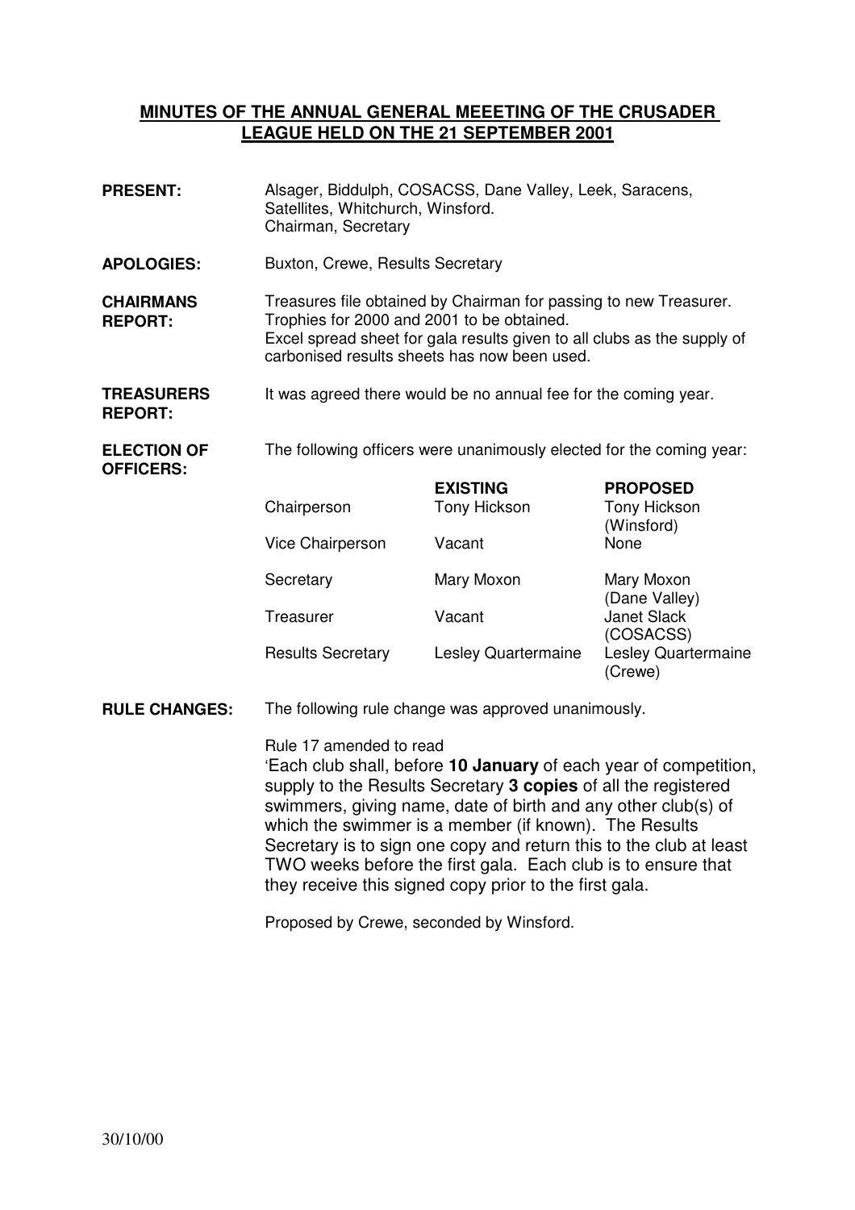# MINUTES OF THE ANNUAL GENERAL MEEETING OF THE CRUSADER LEAGUE HELD ON THE 21 SEPTEMBER 2001

**PRESENT:** Alsager, Biddulph, COSACSS, Dane Valley, Leek, Saracens, Satellites, Whitchurch, Winsford.
Chairman, Secretary

**APOLOGIES:** Buxton, Crewe, Results Secretary

**CHAIRMANS REPORT:** Treasures file obtained by Chairman for passing to new Treasurer.
Trophies for 2000 and 2001 to be obtained.
Excel spread sheet for gala results given to all clubs as the supply of carbonised results sheets has now been used.

**TREASURERS REPORT:** It was agreed there would be no annual fee for the coming year.

**ELECTION OF OFFICERS:** The following officers were unanimously elected for the coming year:

| | **EXISTING** | **PROPOSED** |
|---|---|---|
| Chairperson | Tony Hickson | Tony Hickson (Winsford) |
| Vice Chairperson | Vacant | None |
| Secretary | Mary Moxon | Mary Moxon (Dane Valley) |
| Treasurer | Vacant | Janet Slack (COSACSS) |
| Results Secretary | Lesley Quartermaine | Lesley Quartermaine (Crewe) |

**RULE CHANGES:** The following rule change was approved unanimously.

Rule 17 amended to read
'Each club shall, before **10 January** of each year of competition, supply to the Results Secretary **3 copies** of all the registered swimmers, giving name, date of birth and any other club(s) of which the swimmer is a member (if known). The Results Secretary is to sign one copy and return this to the club at least TWO weeks before the first gala. Each club is to ensure that they receive this signed copy prior to the first gala.

Proposed by Crewe, seconded by Winsford.

30/10/00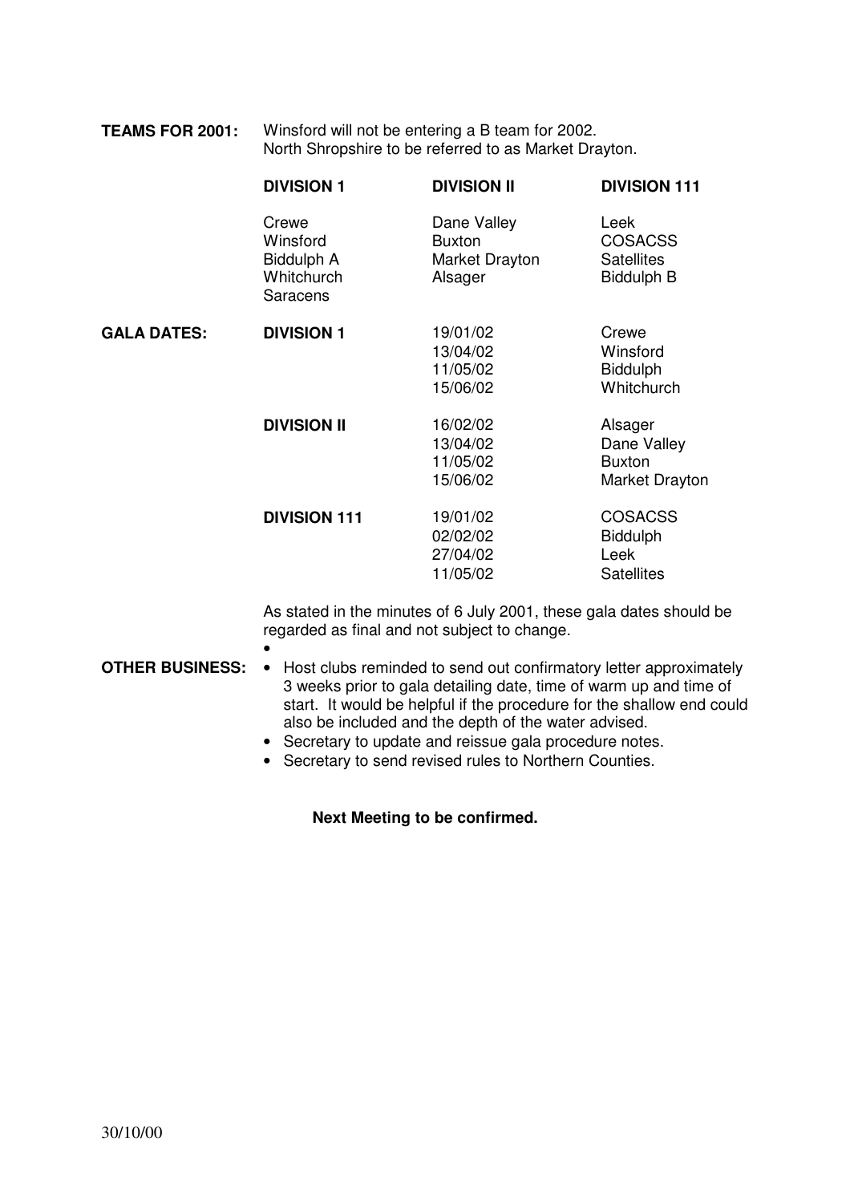**TEAMS FOR 2001:** Winsford will not be entering a B team for 2002.
North Shropshire to be referred to as Market Drayton.

| DIVISION 1 | DIVISION II | DIVISION 111 |
|---|---|---|
| Crewe | Dane Valley | Leek |
| Winsford | Buxton | COSACSS |
| Biddulph A | Market Drayton | Satellites |
| Whitchurch | Alsager | Biddulph B |
| Saracens | | |

**GALA DATES:**

| | | |
|---|---|---|
| **DIVISION 1** | 19/01/02 | Crewe |
| | 13/04/02 | Winsford |
| | 11/05/02 | Biddulph |
| | 15/06/02 | Whitchurch |
| **DIVISION II** | 16/02/02 | Alsager |
| | 13/04/02 | Dane Valley |
| | 11/05/02 | Buxton |
| | 15/06/02 | Market Drayton |
| **DIVISION 111** | 19/01/02 | COSACSS |
| | 02/02/02 | Biddulph |
| | 27/04/02 | Leek |
| | 11/05/02 | Satellites |

As stated in the minutes of 6 July 2001, these gala dates should be regarded as final and not subject to change.

**OTHER BUSINESS:**

- Host clubs reminded to send out confirmatory letter approximately 3 weeks prior to gala detailing date, time of warm up and time of start. It would be helpful if the procedure for the shallow end could also be included and the depth of the water advised.
- Secretary to update and reissue gala procedure notes.
- Secretary to send revised rules to Northern Counties.

**Next Meeting to be confirmed.**

30/10/00